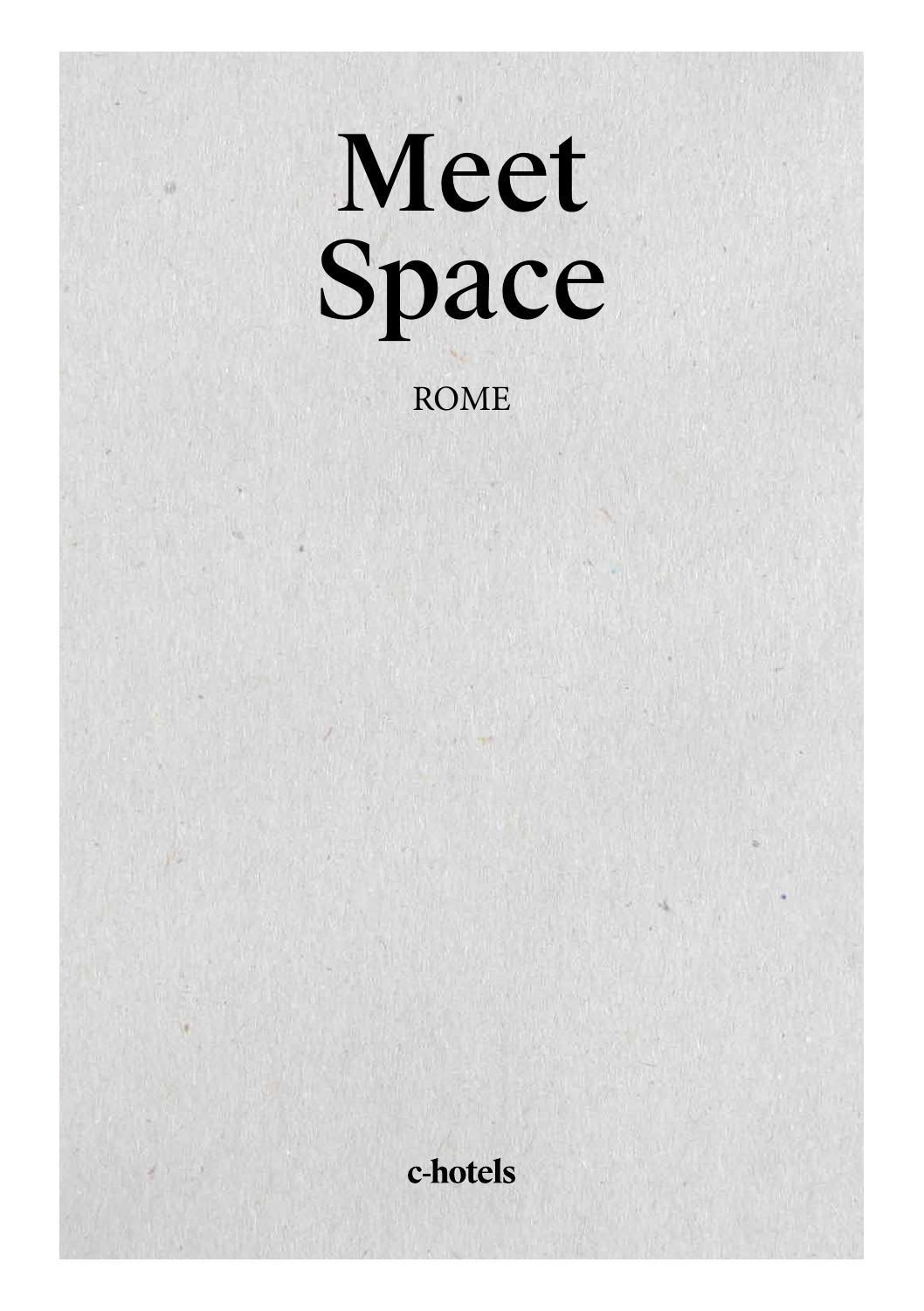# Meet Space

ROME

**c-hotels**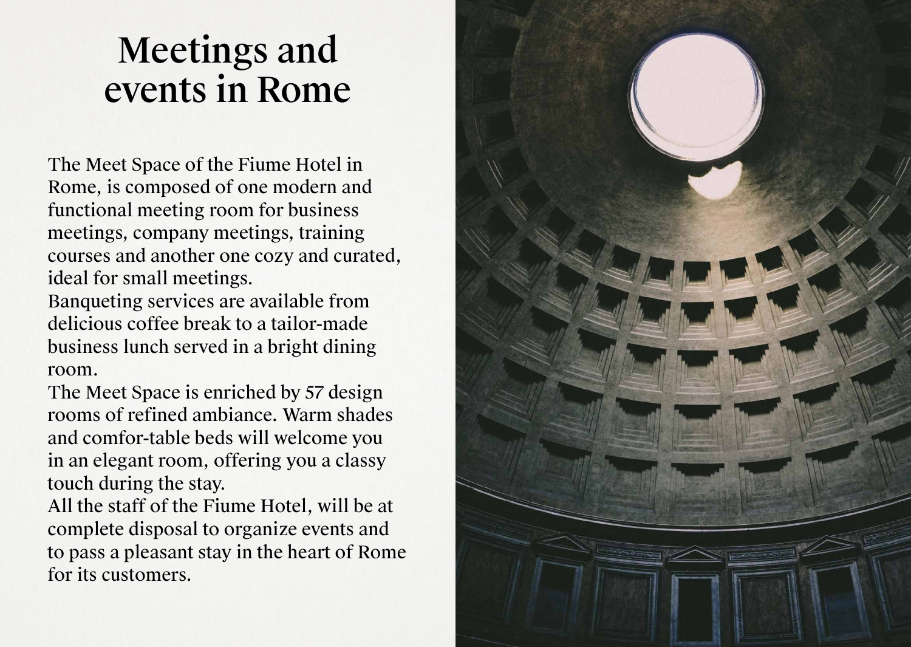# Meetings and events in Rome

The Meet Space of the Fiume Hotel in Rome, is composed of one modern and functional meeting room for business meetings, company meetings, training courses and another one cozy and curated, ideal for small meetings.
Banqueting services are available from delicious coffee break to a tailor-made business lunch served in a bright dining room.
The Meet Space is enriched by 57 design rooms of refined ambiance. Warm shades and comfor-table beds will welcome you in an elegant room, offering you a classy touch during the stay.
All the staff of the Fiume Hotel, will be at complete disposal to organize events and to pass a pleasant stay in the heart of Rome for its customers.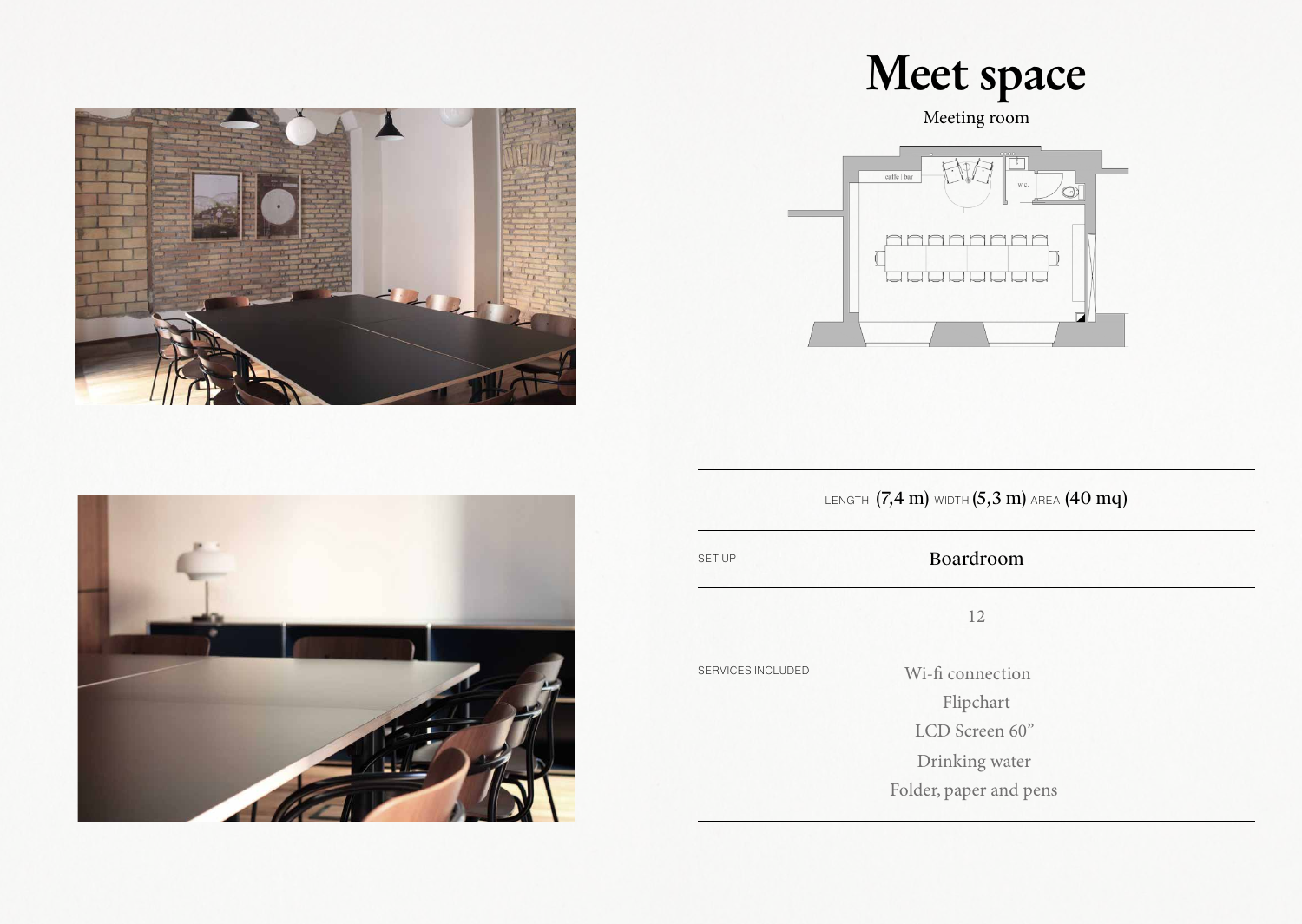# Meet space

Meeting room

| LENGTH (7,4 m) WIDTH (5,3 m) AREA (40 mq) | |
|---|---|
| SET UP | Boardroom |
| | 12 |
| SERVICES INCLUDED | Wi-fi connection<br>Flipchart<br>LCD Screen 60"<br>Drinking water<br>Folder, paper and pens |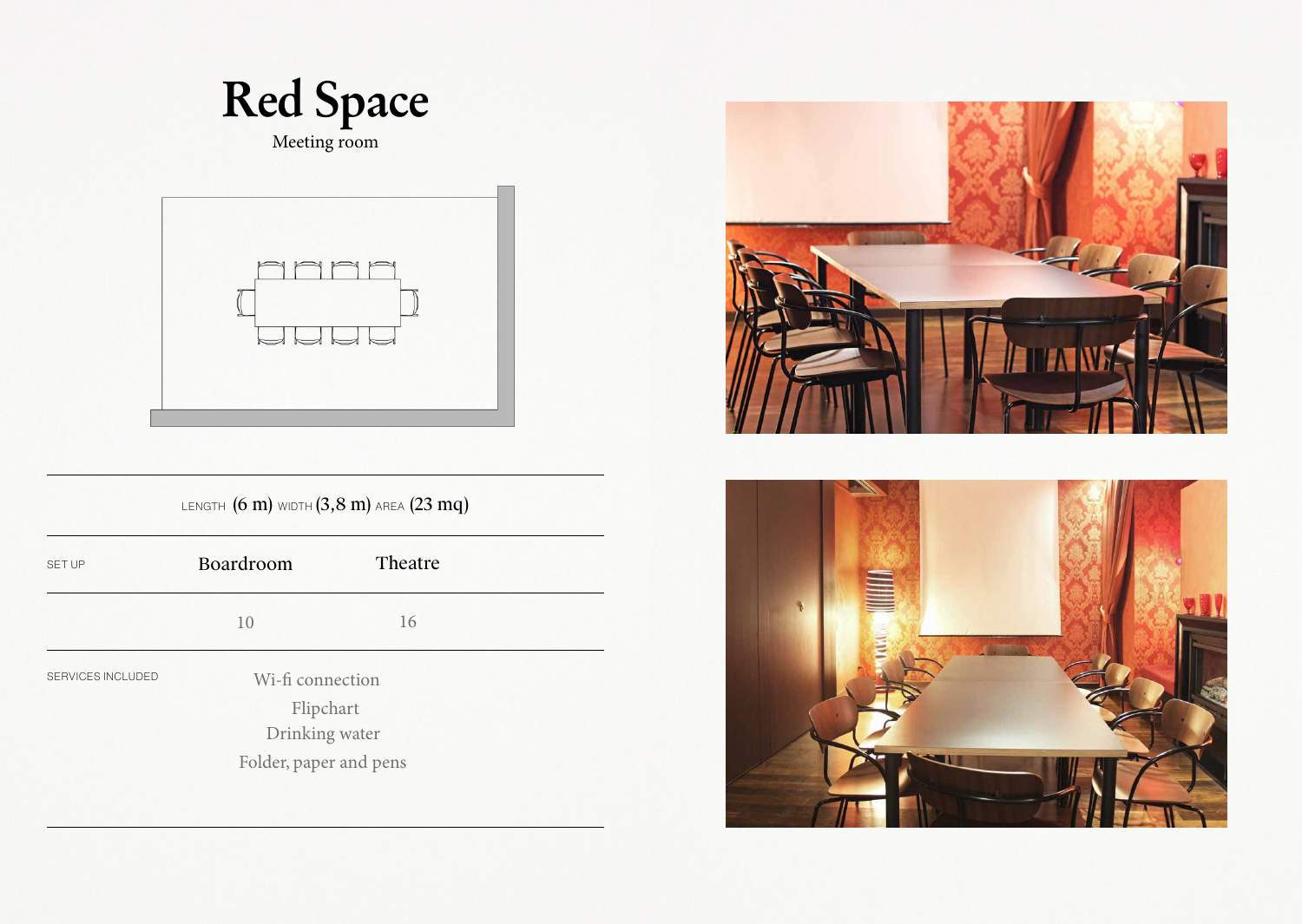# Red Space

Meeting room

LENGTH (6 m) WIDTH (3,8 m) AREA (23 mq)

| SET UP | Boardroom | Theatre |
|---|---|---|
| | 10 | 16 |

SERVICES INCLUDED

Wi-fi connection
Flipchart
Drinking water
Folder, paper and pens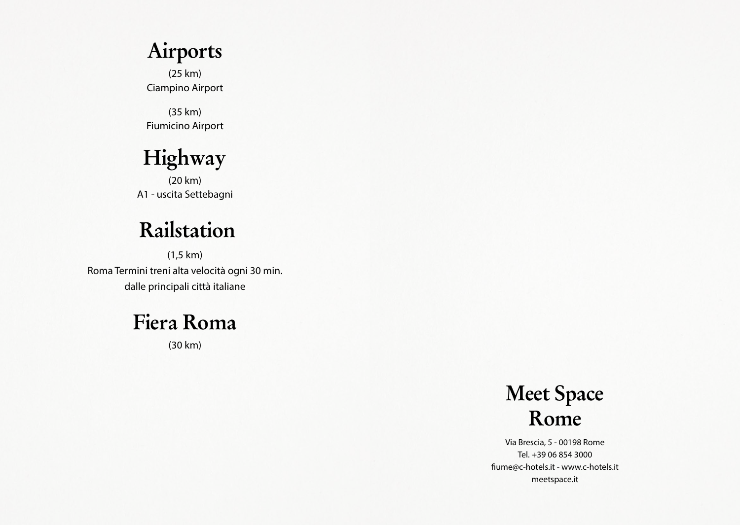## Airports

(25 km)
Ciampino Airport

(35 km)
Fiumicino Airport

## Highway

(20 km)
A1 - uscita Settebagni

## Railstation

(1,5 km)
Roma Termini treni alta velocità ogni 30 min.
dalle principali città italiane

## Fiera Roma

(30 km)

## Meet Space Rome

Via Brescia, 5 - 00198 Rome
Tel. +39 06 854 3000
fiume@c-hotels.it - www.c-hotels.it
meetspace.it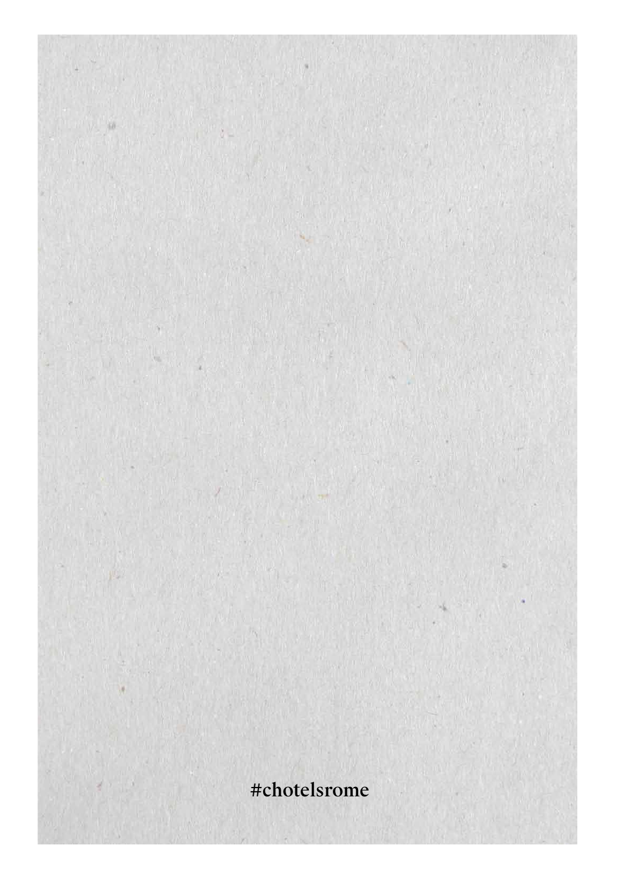#chotelsrome